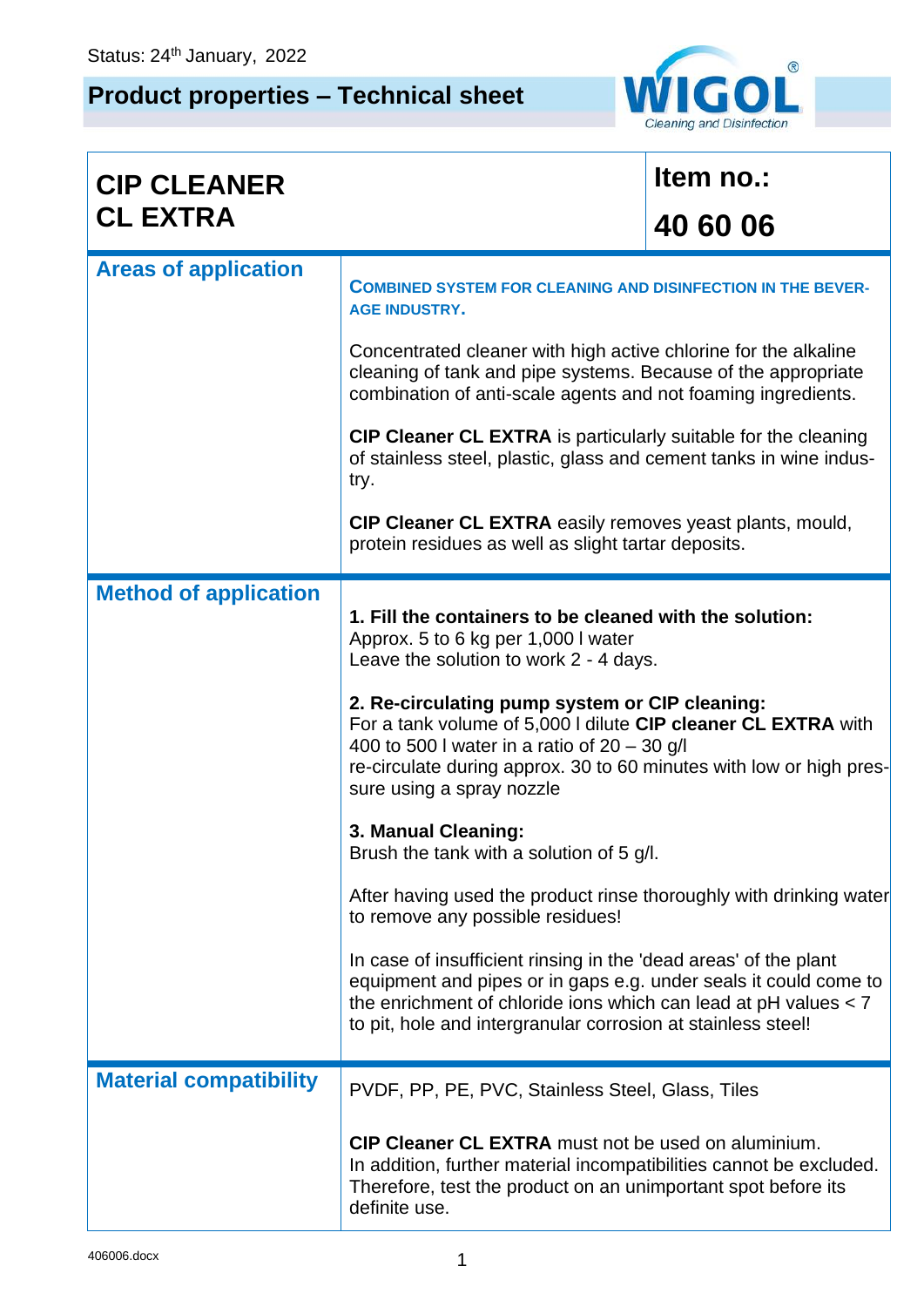Status: 24th January, 2022

# Product properties – Technical sheet

WIGOL® Cleaning and Disinfection

| **CIP CLEANER CL EXTRA** | **Item no.: 40 60 06** |
|---|---|

## Areas of application

**COMBINED SYSTEM FOR CLEANING AND DISINFECTION IN THE BEVERAGE INDUSTRY.**

Concentrated cleaner with high active chlorine for the alkaline cleaning of tank and pipe systems. Because of the appropriate combination of anti-scale agents and not foaming ingredients.

**CIP Cleaner CL EXTRA** is particularly suitable for the cleaning of stainless steel, plastic, glass and cement tanks in wine industry.

**CIP Cleaner CL EXTRA** easily removes yeast plants, mould, protein residues as well as slight tartar deposits.

## Method of application

**1. Fill the containers to be cleaned with the solution:**
Approx. 5 to 6 kg per 1,000 l water
Leave the solution to work 2 - 4 days.

**2. Re-circulating pump system or CIP cleaning:**
For a tank volume of 5,000 l dilute **CIP cleaner CL EXTRA** with 400 to 500 l water in a ratio of 20 – 30 g/l
re-circulate during approx. 30 to 60 minutes with low or high pressure using a spray nozzle

**3. Manual Cleaning:**
Brush the tank with a solution of 5 g/l.

After having used the product rinse thoroughly with drinking water to remove any possible residues!

In case of insufficient rinsing in the 'dead areas' of the plant equipment and pipes or in gaps e.g. under seals it could come to the enrichment of chloride ions which can lead at pH values < 7 to pit, hole and intergranular corrosion at stainless steel!

## Material compatibility

PVDF, PP, PE, PVC, Stainless Steel, Glass, Tiles

**CIP Cleaner CL EXTRA** must not be used on aluminium.
In addition, further material incompatibilities cannot be excluded. Therefore, test the product on an unimportant spot before its definite use.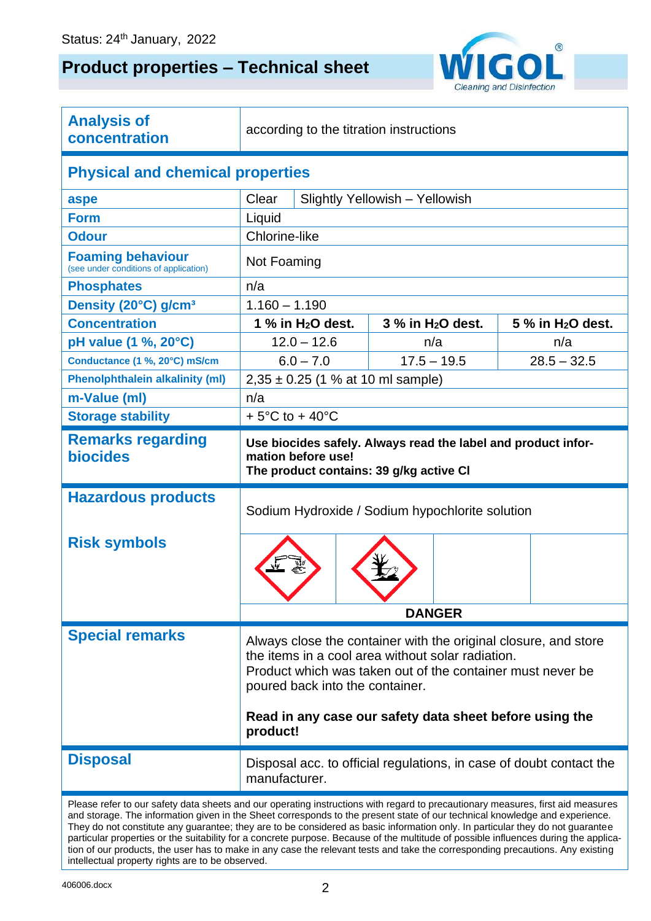Status: 24th January, 2022

# Product properties – Technical sheet

WIGOL® Cleaning and Disinfection

| | | | |
|---|---|---|---|
| **Analysis of concentration** | according to the titration instructions | | |

## Physical and chemical properties

| | | | |
|---|---|---|---|
| **aspe** | Clear | Slightly Yellowish – Yellowish | |
| **Form** | Liquid | | |
| **Odour** | Chlorine-like | | |
| **Foaming behaviour** (see under conditions of application) | Not Foaming | | |
| **Phosphates** | n/a | | |
| **Density (20°C) g/cm³** | 1.160 – 1.190 | | |
| **Concentration** | **1 % in $H_2O$ dest.** | **3 % in $H_2O$ dest.** | **5 % in $H_2O$ dest.** |
| **pH value (1 %, 20°C)** | 12.0 – 12.6 | n/a | n/a |
| **Conductance (1 %, 20°C) mS/cm** | 6.0 – 7.0 | 17.5 – 19.5 | 28.5 – 32.5 |
| **Phenolphthalein alkalinity (ml)** | 2,35 ± 0.25 (1 % at 10 ml sample) | | |
| **m-Value (ml)** | n/a | | |
| **Storage stability** | + 5°C to + 40°C | | |

| | |
|---|---|
| **Remarks regarding biocides** | **Use biocides safely. Always read the label and product information before use! The product contains: 39 g/kg active Cl** |
| **Hazardous products** | Sodium Hydroxide / Sodium hypochlorite solution |
| **Risk symbols** | **DANGER** |
| **Special remarks** | Always close the container with the original closure, and store the items in a cool area without solar radiation. Product which was taken out of the container must never be poured back into the container. **Read in any case our safety data sheet before using the product!** |
| **Disposal** | Disposal acc. to official regulations, in case of doubt contact the manufacturer. |

Please refer to our safety data sheets and our operating instructions with regard to precautionary measures, first aid measures and storage. The information given in the Sheet corresponds to the present state of our technical knowledge and experience. They do not constitute any guarantee; they are to be considered as basic information only. In particular they do not guarantee particular properties or the suitability for a concrete purpose. Because of the multitude of possible influences during the application of our products, the user has to make in any case the relevant tests and take the corresponding precautions. Any existing intellectual property rights are to be observed.

406006.docx